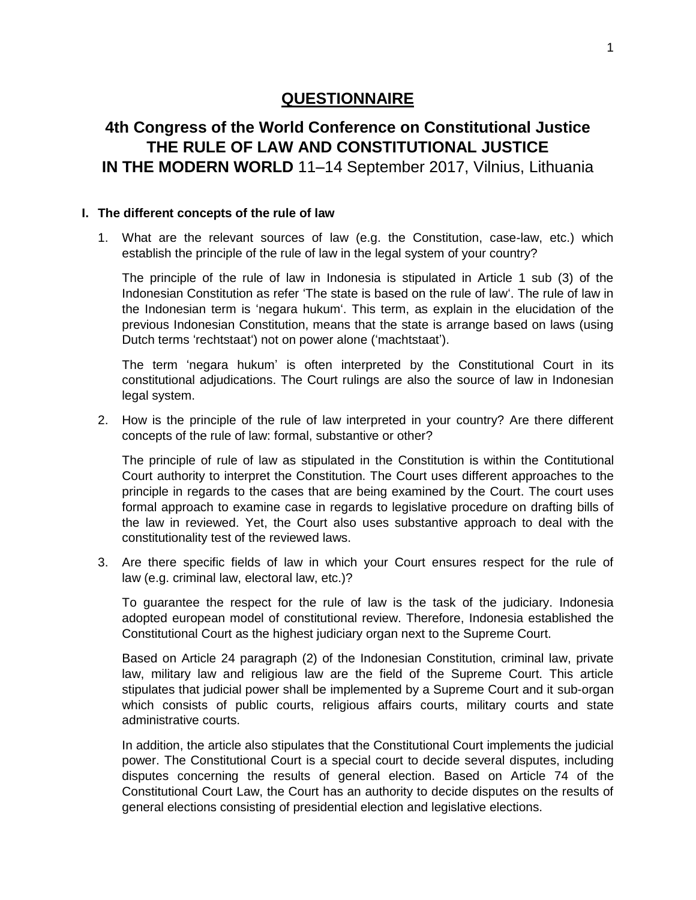# QUESTIONNAIRE

## 4th Congress of the World Conference on Constitutional Justice THE RULE OF LAW AND CONSTITUTIONAL JUSTICE IN THE MODERN WORLD 11–14 September 2017, Vilnius, Lithuania

**I. The different concepts of the rule of law**

1. What are the relevant sources of law (e.g. the Constitution, case-law, etc.) which establish the principle of the rule of law in the legal system of your country?

   The principle of the rule of law in Indonesia is stipulated in Article 1 sub (3) of the Indonesian Constitution as refer 'The state is based on the rule of law'. The rule of law in the Indonesian term is 'negara hukum'. This term, as explain in the elucidation of the previous Indonesian Constitution, means that the state is arrange based on laws (using Dutch terms 'rechtstaat') not on power alone ('machtstaat').

   The term 'negara hukum' is often interpreted by the Constitutional Court in its constitutional adjudications. The Court rulings are also the source of law in Indonesian legal system.

2. How is the principle of the rule of law interpreted in your country? Are there different concepts of the rule of law: formal, substantive or other?

   The principle of rule of law as stipulated in the Constitution is within the Contitutional Court authority to interpret the Constitution. The Court uses different approaches to the principle in regards to the cases that are being examined by the Court. The court uses formal approach to examine case in regards to legislative procedure on drafting bills of the law in reviewed. Yet, the Court also uses substantive approach to deal with the constitutionality test of the reviewed laws.

3. Are there specific fields of law in which your Court ensures respect for the rule of law (e.g. criminal law, electoral law, etc.)?

   To guarantee the respect for the rule of law is the task of the judiciary. Indonesia adopted european model of constitutional review. Therefore, Indonesia established the Constitutional Court as the highest judiciary organ next to the Supreme Court.

   Based on Article 24 paragraph (2) of the Indonesian Constitution, criminal law, private law, military law and religious law are the field of the Supreme Court. This article stipulates that judicial power shall be implemented by a Supreme Court and it sub-organ which consists of public courts, religious affairs courts, military courts and state administrative courts.

   In addition, the article also stipulates that the Constitutional Court implements the judicial power. The Constitutional Court is a special court to decide several disputes, including disputes concerning the results of general election. Based on Article 74 of the Constitutional Court Law, the Court has an authority to decide disputes on the results of general elections consisting of presidential election and legislative elections.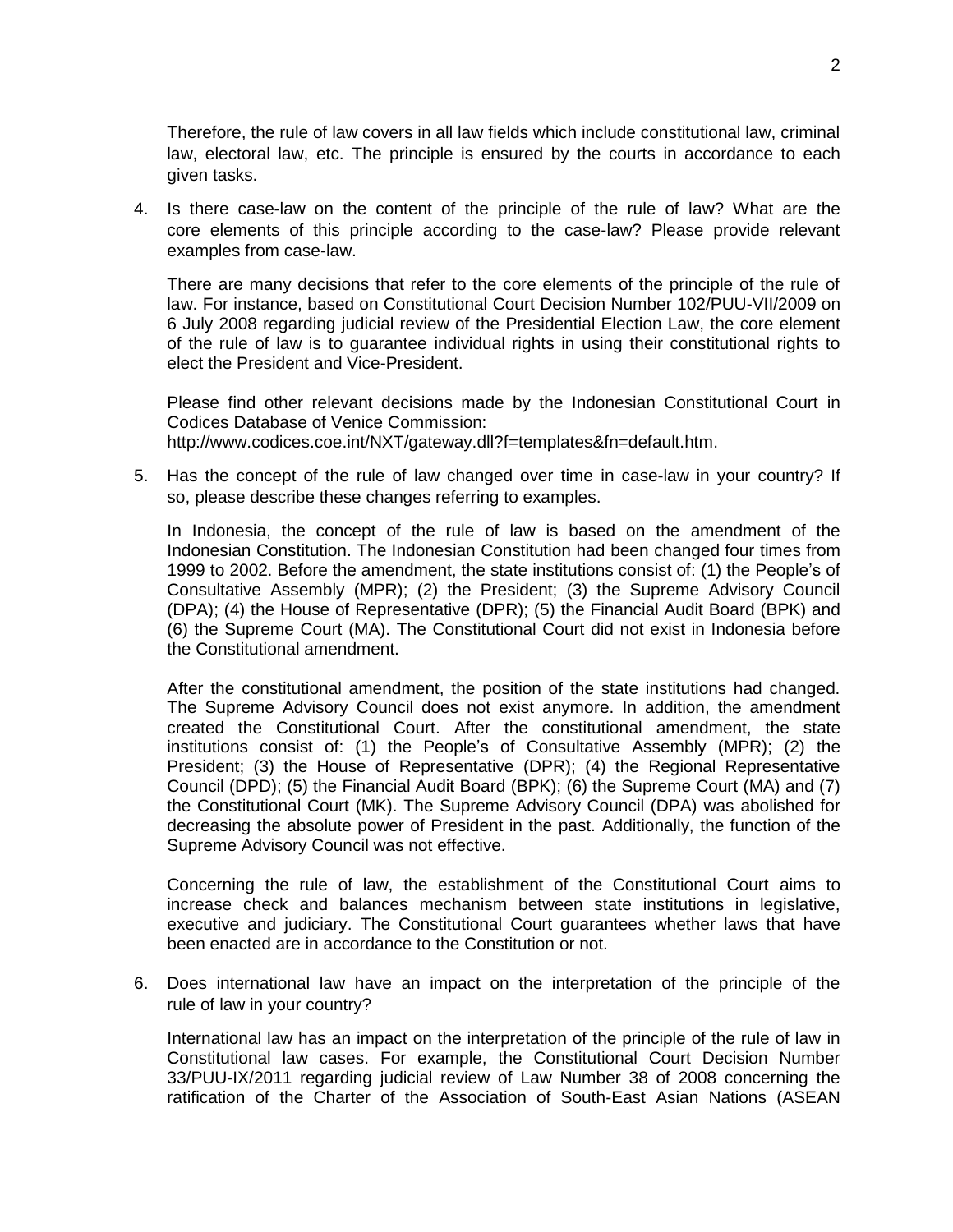Therefore, the rule of law covers in all law fields which include constitutional law, criminal law, electoral law, etc. The principle is ensured by the courts in accordance to each given tasks.

4. Is there case-law on the content of the principle of the rule of law? What are the core elements of this principle according to the case-law? Please provide relevant examples from case-law.

   There are many decisions that refer to the core elements of the principle of the rule of law. For instance, based on Constitutional Court Decision Number 102/PUU-VII/2009 on 6 July 2008 regarding judicial review of the Presidential Election Law, the core element of the rule of law is to guarantee individual rights in using their constitutional rights to elect the President and Vice-President.

   Please find other relevant decisions made by the Indonesian Constitutional Court in Codices Database of Venice Commission: http://www.codices.coe.int/NXT/gateway.dll?f=templates&fn=default.htm.

5. Has the concept of the rule of law changed over time in case-law in your country? If so, please describe these changes referring to examples.

   In Indonesia, the concept of the rule of law is based on the amendment of the Indonesian Constitution. The Indonesian Constitution had been changed four times from 1999 to 2002. Before the amendment, the state institutions consist of: (1) the People's of Consultative Assembly (MPR); (2) the President; (3) the Supreme Advisory Council (DPA); (4) the House of Representative (DPR); (5) the Financial Audit Board (BPK) and (6) the Supreme Court (MA). The Constitutional Court did not exist in Indonesia before the Constitutional amendment.

   After the constitutional amendment, the position of the state institutions had changed. The Supreme Advisory Council does not exist anymore. In addition, the amendment created the Constitutional Court. After the constitutional amendment, the state institutions consist of: (1) the People's of Consultative Assembly (MPR); (2) the President; (3) the House of Representative (DPR); (4) the Regional Representative Council (DPD); (5) the Financial Audit Board (BPK); (6) the Supreme Court (MA) and (7) the Constitutional Court (MK). The Supreme Advisory Council (DPA) was abolished for decreasing the absolute power of President in the past. Additionally, the function of the Supreme Advisory Council was not effective.

   Concerning the rule of law, the establishment of the Constitutional Court aims to increase check and balances mechanism between state institutions in legislative, executive and judiciary. The Constitutional Court guarantees whether laws that have been enacted are in accordance to the Constitution or not.

6. Does international law have an impact on the interpretation of the principle of the rule of law in your country?

   International law has an impact on the interpretation of the principle of the rule of law in Constitutional law cases. For example, the Constitutional Court Decision Number 33/PUU-IX/2011 regarding judicial review of Law Number 38 of 2008 concerning the ratification of the Charter of the Association of South-East Asian Nations (ASEAN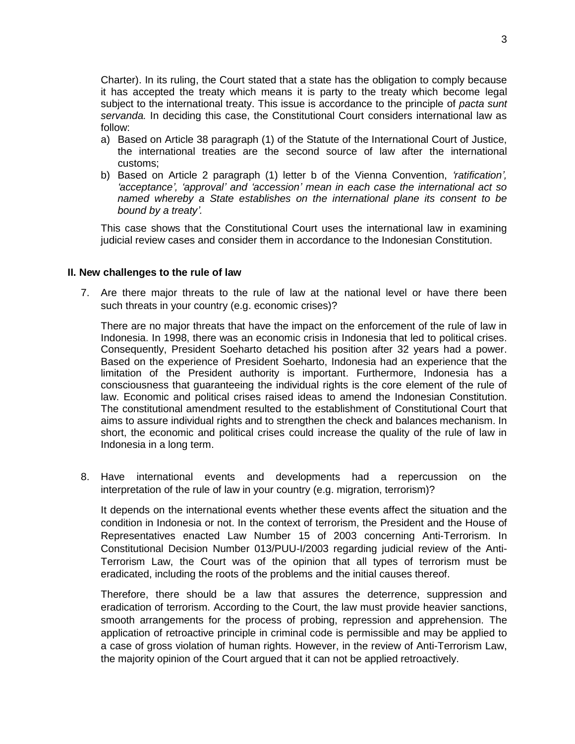Charter). In its ruling, the Court stated that a state has the obligation to comply because it has accepted the treaty which means it is party to the treaty which become legal subject to the international treaty. This issue is accordance to the principle of *pacta sunt servanda.* In deciding this case, the Constitutional Court considers international law as follow:

a) Based on Article 38 paragraph (1) of the Statute of the International Court of Justice, the international treaties are the second source of law after the international customs;
b) Based on Article 2 paragraph (1) letter b of the Vienna Convention, *'ratification', 'acceptance', 'approval' and 'accession' mean in each case the international act so named whereby a State establishes on the international plane its consent to be bound by a treaty'.*

This case shows that the Constitutional Court uses the international law in examining judicial review cases and consider them in accordance to the Indonesian Constitution.

## II. New challenges to the rule of law

7. Are there major threats to the rule of law at the national level or have there been such threats in your country (e.g. economic crises)?

   There are no major threats that have the impact on the enforcement of the rule of law in Indonesia. In 1998, there was an economic crisis in Indonesia that led to political crises. Consequently, President Soeharto detached his position after 32 years had a power. Based on the experience of President Soeharto, Indonesia had an experience that the limitation of the President authority is important. Furthermore, Indonesia has a consciousness that guaranteeing the individual rights is the core element of the rule of law. Economic and political crises raised ideas to amend the Indonesian Constitution. The constitutional amendment resulted to the establishment of Constitutional Court that aims to assure individual rights and to strengthen the check and balances mechanism. In short, the economic and political crises could increase the quality of the rule of law in Indonesia in a long term.

8. Have international events and developments had a repercussion on the interpretation of the rule of law in your country (e.g. migration, terrorism)?

   It depends on the international events whether these events affect the situation and the condition in Indonesia or not. In the context of terrorism, the President and the House of Representatives enacted Law Number 15 of 2003 concerning Anti-Terrorism. In Constitutional Decision Number 013/PUU-I/2003 regarding judicial review of the Anti-Terrorism Law, the Court was of the opinion that all types of terrorism must be eradicated, including the roots of the problems and the initial causes thereof.

   Therefore, there should be a law that assures the deterrence, suppression and eradication of terrorism. According to the Court, the law must provide heavier sanctions, smooth arrangements for the process of probing, repression and apprehension. The application of retroactive principle in criminal code is permissible and may be applied to a case of gross violation of human rights. However, in the review of Anti-Terrorism Law, the majority opinion of the Court argued that it can not be applied retroactively.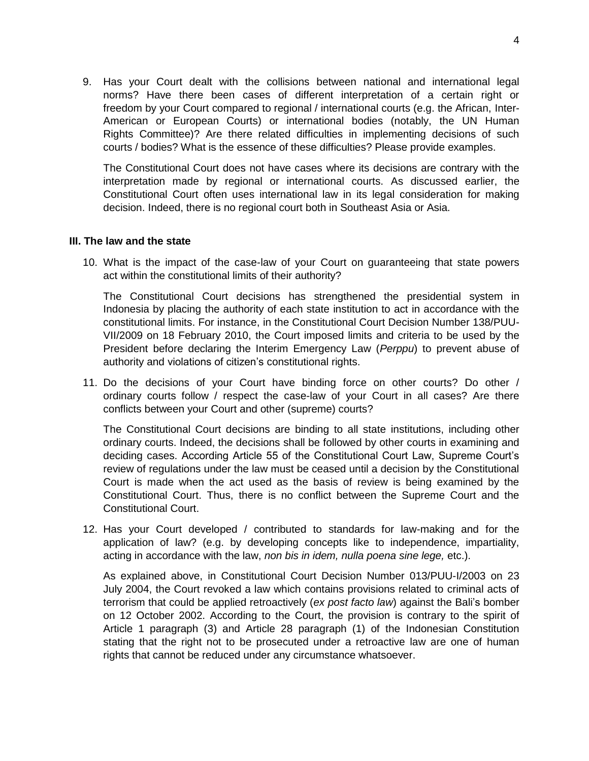9. Has your Court dealt with the collisions between national and international legal norms? Have there been cases of different interpretation of a certain right or freedom by your Court compared to regional / international courts (e.g. the African, Inter-American or European Courts) or international bodies (notably, the UN Human Rights Committee)? Are there related difficulties in implementing decisions of such courts / bodies? What is the essence of these difficulties? Please provide examples.

   The Constitutional Court does not have cases where its decisions are contrary with the interpretation made by regional or international courts. As discussed earlier, the Constitutional Court often uses international law in its legal consideration for making decision. Indeed, there is no regional court both in Southeast Asia or Asia.

**III. The law and the state**

10. What is the impact of the case-law of your Court on guaranteeing that state powers act within the constitutional limits of their authority?

    The Constitutional Court decisions has strengthened the presidential system in Indonesia by placing the authority of each state institution to act in accordance with the constitutional limits. For instance, in the Constitutional Court Decision Number 138/PUU-VII/2009 on 18 February 2010, the Court imposed limits and criteria to be used by the President before declaring the Interim Emergency Law (*Perppu*) to prevent abuse of authority and violations of citizen's constitutional rights.

11. Do the decisions of your Court have binding force on other courts? Do other / ordinary courts follow / respect the case-law of your Court in all cases? Are there conflicts between your Court and other (supreme) courts?

    The Constitutional Court decisions are binding to all state institutions, including other ordinary courts. Indeed, the decisions shall be followed by other courts in examining and deciding cases. According Article 55 of the Constitutional Court Law, Supreme Court's review of regulations under the law must be ceased until a decision by the Constitutional Court is made when the act used as the basis of review is being examined by the Constitutional Court. Thus, there is no conflict between the Supreme Court and the Constitutional Court.

12. Has your Court developed / contributed to standards for law-making and for the application of law? (e.g. by developing concepts like to independence, impartiality, acting in accordance with the law, *non bis in idem, nulla poena sine lege,* etc.).

    As explained above, in Constitutional Court Decision Number 013/PUU-I/2003 on 23 July 2004, the Court revoked a law which contains provisions related to criminal acts of terrorism that could be applied retroactively (*ex post facto law*) against the Bali's bomber on 12 October 2002. According to the Court, the provision is contrary to the spirit of Article 1 paragraph (3) and Article 28 paragraph (1) of the Indonesian Constitution stating that the right not to be prosecuted under a retroactive law are one of human rights that cannot be reduced under any circumstance whatsoever.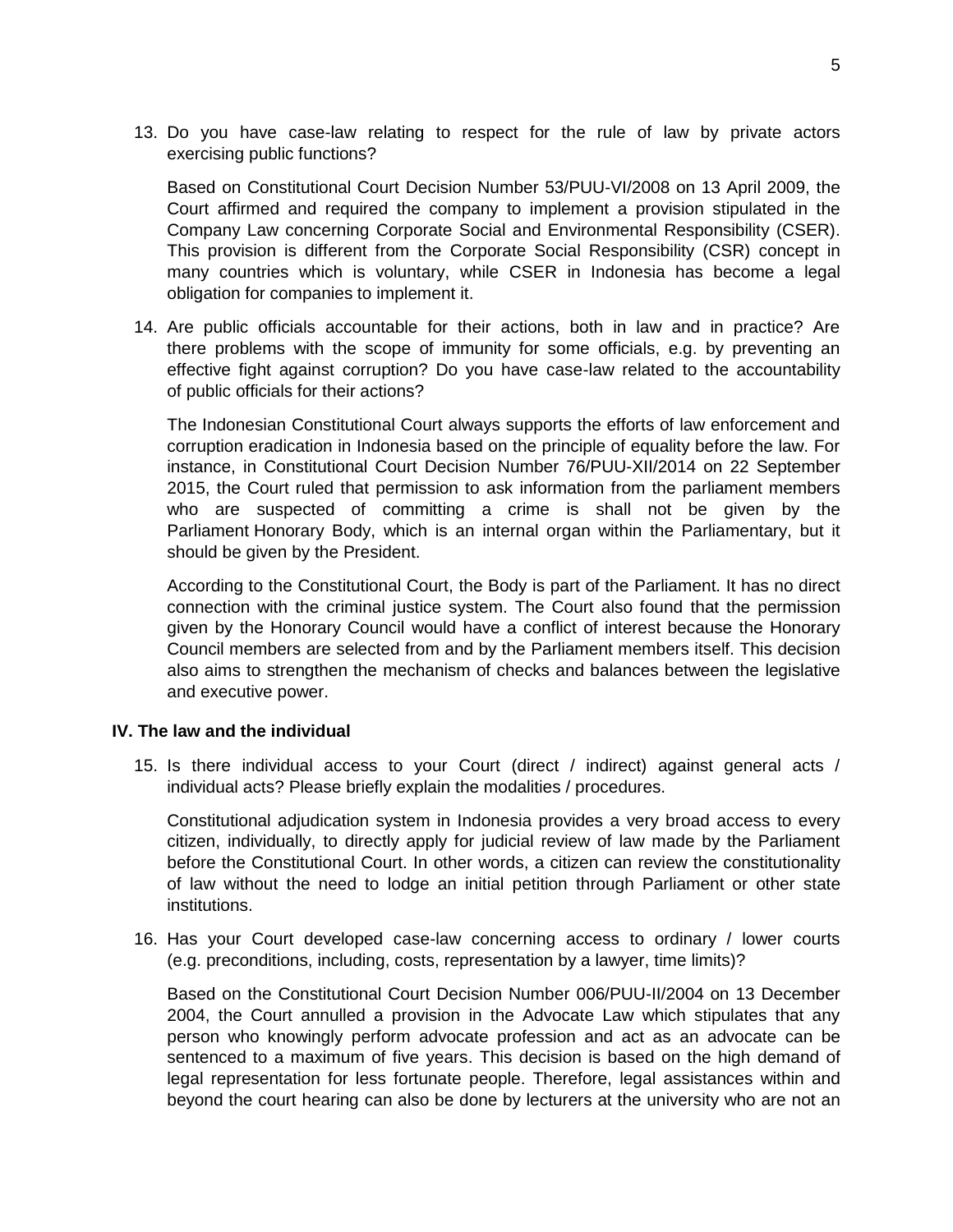13. Do you have case-law relating to respect for the rule of law by private actors exercising public functions?

    Based on Constitutional Court Decision Number 53/PUU-VI/2008 on 13 April 2009, the Court affirmed and required the company to implement a provision stipulated in the Company Law concerning Corporate Social and Environmental Responsibility (CSER). This provision is different from the Corporate Social Responsibility (CSR) concept in many countries which is voluntary, while CSER in Indonesia has become a legal obligation for companies to implement it.

14. Are public officials accountable for their actions, both in law and in practice? Are there problems with the scope of immunity for some officials, e.g. by preventing an effective fight against corruption? Do you have case-law related to the accountability of public officials for their actions?

    The Indonesian Constitutional Court always supports the efforts of law enforcement and corruption eradication in Indonesia based on the principle of equality before the law. For instance, in Constitutional Court Decision Number 76/PUU-XII/2014 on 22 September 2015, the Court ruled that permission to ask information from the parliament members who are suspected of committing a crime is shall not be given by the Parliament Honorary Body, which is an internal organ within the Parliamentary, but it should be given by the President.

    According to the Constitutional Court, the Body is part of the Parliament. It has no direct connection with the criminal justice system. The Court also found that the permission given by the Honorary Council would have a conflict of interest because the Honorary Council members are selected from and by the Parliament members itself. This decision also aims to strengthen the mechanism of checks and balances between the legislative and executive power.

## IV. The law and the individual

15. Is there individual access to your Court (direct / indirect) against general acts / individual acts? Please briefly explain the modalities / procedures.

    Constitutional adjudication system in Indonesia provides a very broad access to every citizen, individually, to directly apply for judicial review of law made by the Parliament before the Constitutional Court. In other words, a citizen can review the constitutionality of law without the need to lodge an initial petition through Parliament or other state institutions.

16. Has your Court developed case-law concerning access to ordinary / lower courts (e.g. preconditions, including, costs, representation by a lawyer, time limits)?

    Based on the Constitutional Court Decision Number 006/PUU-II/2004 on 13 December 2004, the Court annulled a provision in the Advocate Law which stipulates that any person who knowingly perform advocate profession and act as an advocate can be sentenced to a maximum of five years. This decision is based on the high demand of legal representation for less fortunate people. Therefore, legal assistances within and beyond the court hearing can also be done by lecturers at the university who are not an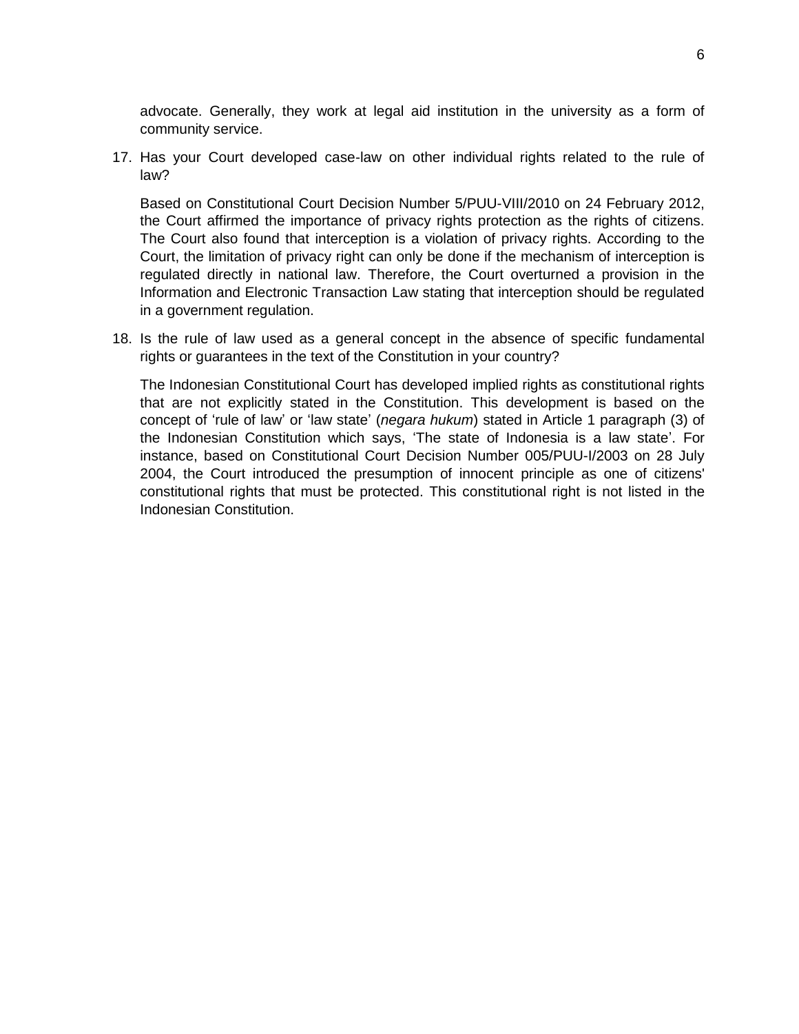advocate. Generally, they work at legal aid institution in the university as a form of community service.

17. Has your Court developed case-law on other individual rights related to the rule of law?

    Based on Constitutional Court Decision Number 5/PUU-VIII/2010 on 24 February 2012, the Court affirmed the importance of privacy rights protection as the rights of citizens. The Court also found that interception is a violation of privacy rights. According to the Court, the limitation of privacy right can only be done if the mechanism of interception is regulated directly in national law. Therefore, the Court overturned a provision in the Information and Electronic Transaction Law stating that interception should be regulated in a government regulation.

18. Is the rule of law used as a general concept in the absence of specific fundamental rights or guarantees in the text of the Constitution in your country?

    The Indonesian Constitutional Court has developed implied rights as constitutional rights that are not explicitly stated in the Constitution. This development is based on the concept of 'rule of law' or 'law state' (*negara hukum*) stated in Article 1 paragraph (3) of the Indonesian Constitution which says, 'The state of Indonesia is a law state'. For instance, based on Constitutional Court Decision Number 005/PUU-I/2003 on 28 July 2004, the Court introduced the presumption of innocent principle as one of citizens' constitutional rights that must be protected. This constitutional right is not listed in the Indonesian Constitution.